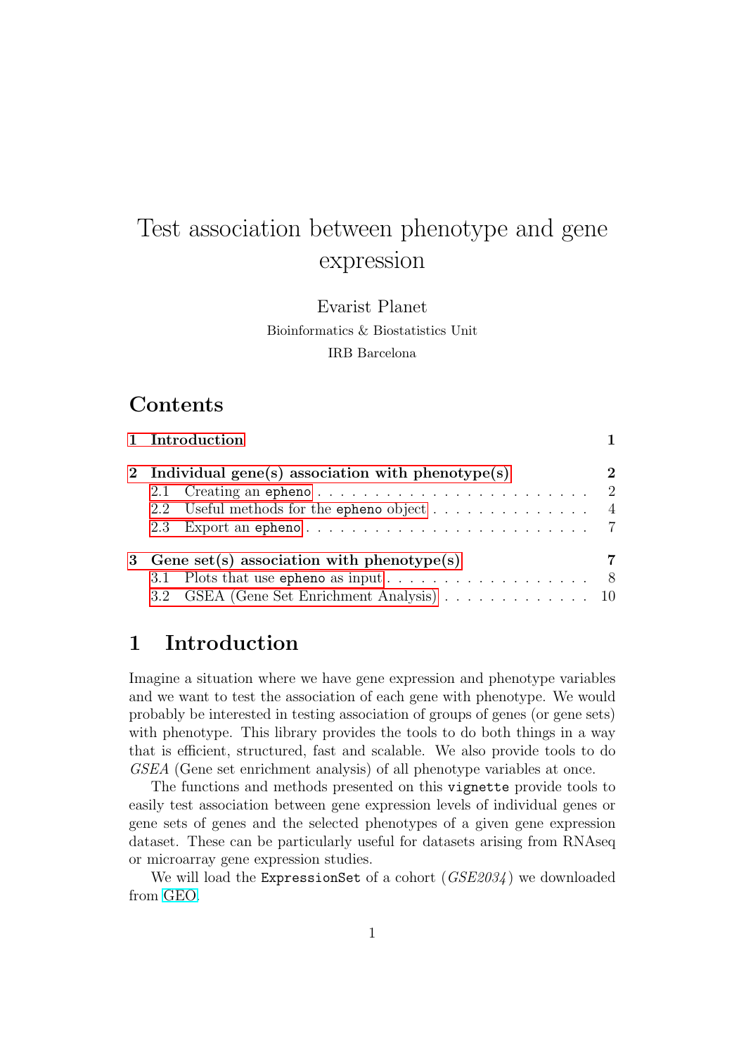# Test association between phenotype and gene expression

Evarist Planet

Bioinformatics & Biostatistics Unit

IRB Barcelona

## Contents

1 Introduction — 1

2 Individual gene(s) association with phenotype(s) — 2
- 2.1 Creating an `epheno` — 2
- 2.2 Useful methods for the `epheno` object — 4
- 2.3 Export an `epheno` — 7

3 Gene set(s) association with phenotype(s) — 7
- 3.1 Plots that use `epheno` as input — 8
- 3.2 GSEA (Gene Set Enrichment Analysis) — 10

## 1 Introduction

Imagine a situation where we have gene expression and phenotype variables and we want to test the association of each gene with phenotype. We would probably be interested in testing association of groups of genes (or gene sets) with phenotype. This library provides the tools to do both things in a way that is efficient, structured, fast and scalable. We also provide tools to do *GSEA* (Gene set enrichment analysis) of all phenotype variables at once.

The functions and methods presented on this `vignette` provide tools to easily test association between gene expression levels of individual genes or gene sets of genes and the selected phenotypes of a given gene expression dataset. These can be particularly useful for datasets arising from RNAseq or microarray gene expression studies.

We will load the `ExpressionSet` of a cohort (*GSE2034*) we downloaded from GEO.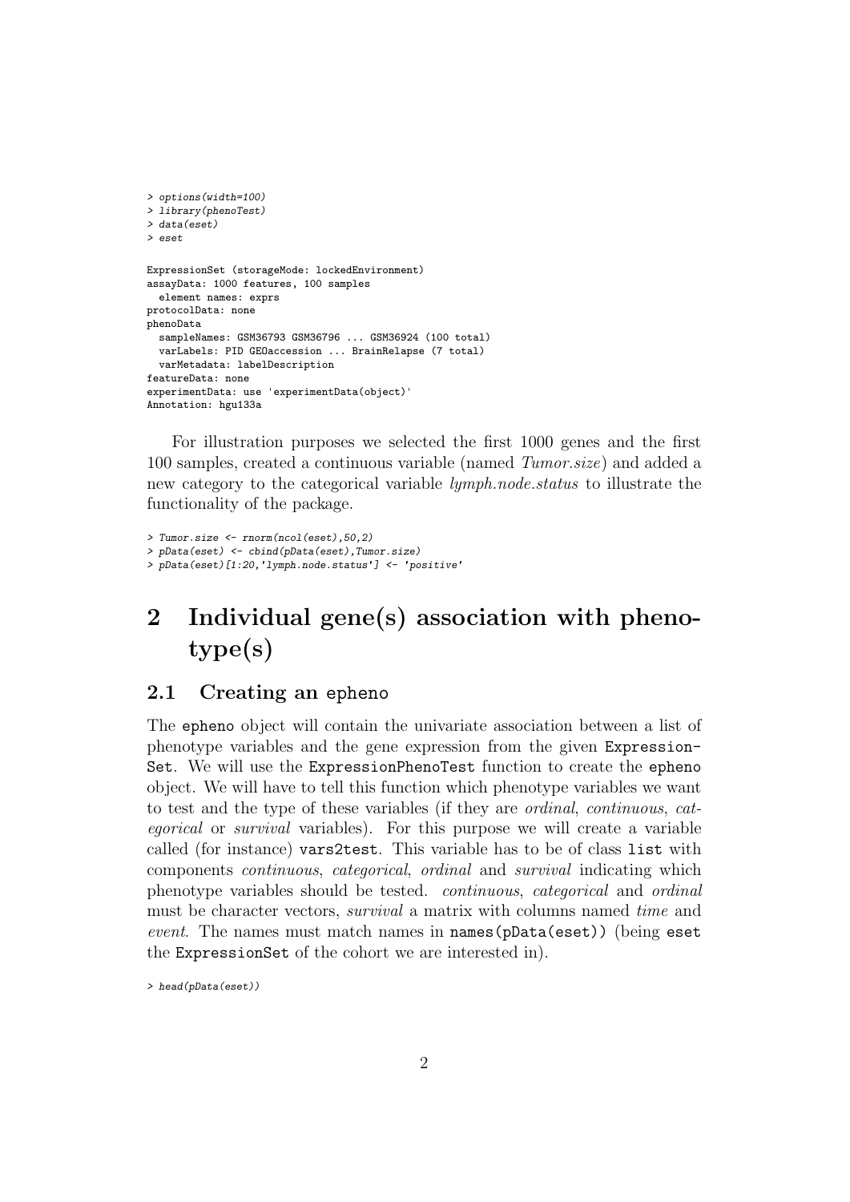```
> options(width=100)
> library(phenoTest)
> data(eset)
> eset

ExpressionSet (storageMode: lockedEnvironment)
assayData: 1000 features, 100 samples
  element names: exprs
protocolData: none
phenoData
  sampleNames: GSM36793 GSM36796 ... GSM36924 (100 total)
  varLabels: PID GEOaccession ... BrainRelapse (7 total)
  varMetadata: labelDescription
featureData: none
experimentData: use 'experimentData(object)'
Annotation: hgu133a
```

For illustration purposes we selected the first 1000 genes and the first 100 samples, created a continuous variable (named *Tumor.size*) and added a new category to the categorical variable *lymph.node.status* to illustrate the functionality of the package.

```
> Tumor.size <- rnorm(ncol(eset),50,2)
> pData(eset) <- cbind(pData(eset),Tumor.size)
> pData(eset)[1:20,'lymph.node.status'] <- 'positive'
```

# 2 Individual gene(s) association with phenotype(s)

## 2.1 Creating an `epheno`

The `epheno` object will contain the univariate association between a list of phenotype variables and the gene expression from the given `ExpressionSet`. We will use the `ExpressionPhenoTest` function to create the `epheno` object. We will have to tell this function which phenotype variables we want to test and the type of these variables (if they are *ordinal*, *continuous*, *categorical* or *survival* variables). For this purpose we will create a variable called (for instance) `vars2test`. This variable has to be of class `list` with components *continuous*, *categorical*, *ordinal* and *survival* indicating which phenotype variables should be tested. *continuous*, *categorical* and *ordinal* must be character vectors, *survival* a matrix with columns named *time* and *event*. The names must match names in `names(pData(eset))` (being `eset` the `ExpressionSet` of the cohort we are interested in).

```
> head(pData(eset))
```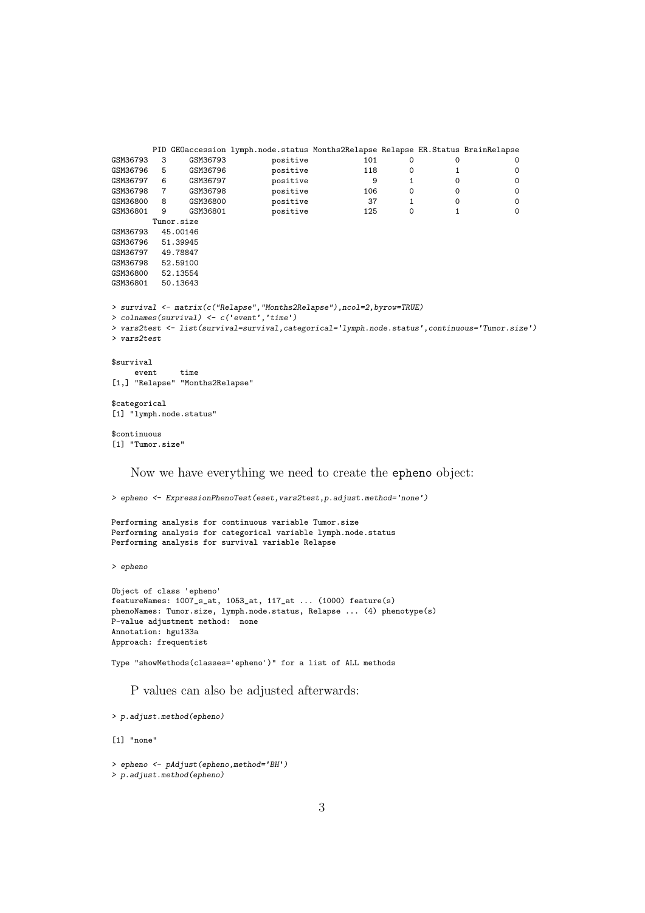```
         PID GEOaccession lymph.node.status Months2Relapse Relapse ER.Status BrainRelapse
GSM36793   3     GSM36793          positive            101       0         0            0
GSM36796   5     GSM36796          positive            118       0         1            0
GSM36797   6     GSM36797          positive              9       1         0            0
GSM36798   7     GSM36798          positive            106       0         0            0
GSM36800   8     GSM36800          positive             37       1         0            0
GSM36801   9     GSM36801          positive            125       0         1            0
         Tumor.size
GSM36793   45.00146
GSM36796   51.39945
GSM36797   49.78847
GSM36798   52.59100
GSM36800   52.13554
GSM36801   50.13643
```

```
> survival <- matrix(c("Relapse","Months2Relapse"),ncol=2,byrow=TRUE)
> colnames(survival) <- c('event','time')
> vars2test <- list(survival=survival,categorical='lymph.node.status',continuous='Tumor.size')
> vars2test

$survival
     event     time
[1,] "Relapse" "Months2Relapse"

$categorical
[1] "lymph.node.status"

$continuous
[1] "Tumor.size"
```

Now we have everything we need to create the `epheno` object:

```
> epheno <- ExpressionPhenoTest(eset,vars2test,p.adjust.method='none')

Performing analysis for continuous variable Tumor.size
Performing analysis for categorical variable lymph.node.status
Performing analysis for survival variable Relapse

> epheno

Object of class 'epheno'
featureNames: 1007_s_at, 1053_at, 117_at ... (1000) feature(s)
phenoNames: Tumor.size, lymph.node.status, Relapse ... (4) phenotype(s)
P-value adjustment method:  none
Annotation: hgu133a
Approach: frequentist

Type "showMethods(classes='epheno')" for a list of ALL methods
```

P values can also be adjusted afterwards:

```
> p.adjust.method(epheno)

[1] "none"

> epheno <- pAdjust(epheno,method='BH')
> p.adjust.method(epheno)
```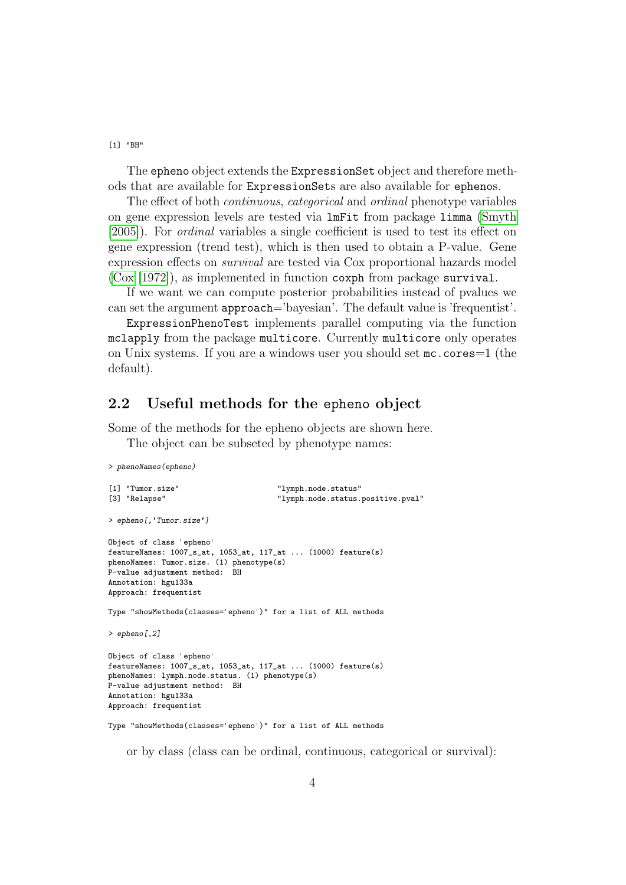```
[1] "BH"
```

The epheno object extends the ExpressionSet object and therefore methods that are available for ExpressionSets are also available for ephenos.

The effect of both *continuous*, *categorical* and *ordinal* phenotype variables on gene expression levels are tested via lmFit from package limma (Smyth [2005]). For *ordinal* variables a single coefficient is used to test its effect on gene expression (trend test), which is then used to obtain a P-value. Gene expression effects on *survival* are tested via Cox proportional hazards model (Cox [1972]), as implemented in function coxph from package survival.

If we want we can compute posterior probabilities instead of pvalues we can set the argument approach='bayesian'. The default value is 'frequentist'.

ExpressionPhenoTest implements parallel computing via the function mclapply from the package multicore. Currently multicore only operates on Unix systems. If you are a windows user you should set mc.cores=1 (the default).

## 2.2 Useful methods for the epheno object

Some of the methods for the epheno objects are shown here.

The object can be subseted by phenotype names:

```
> phenoNames(epheno)

[1] "Tumor.size"                    "lymph.node.status"
[3] "Relapse"                       "lymph.node.status.positive.pval"

> epheno[,'Tumor.size']

Object of class 'epheno'
featureNames: 1007_s_at, 1053_at, 117_at ... (1000) feature(s)
phenoNames: Tumor.size. (1) phenotype(s)
P-value adjustment method:  BH
Annotation: hgu133a
Approach: frequentist

Type "showMethods(classes='epheno')" for a list of ALL methods

> epheno[,2]

Object of class 'epheno'
featureNames: 1007_s_at, 1053_at, 117_at ... (1000) feature(s)
phenoNames: lymph.node.status. (1) phenotype(s)
P-value adjustment method:  BH
Annotation: hgu133a
Approach: frequentist

Type "showMethods(classes='epheno')" for a list of ALL methods
```

or by class (class can be ordinal, continuous, categorical or survival):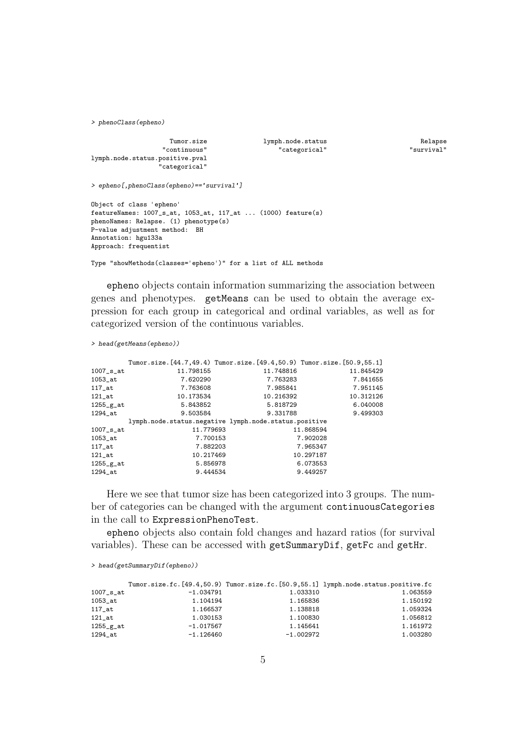```
> phenoClass(epheno)

                  Tumor.size              lymph.node.status                        Relapse
                "continuous"                  "categorical"                     "survival"
lymph.node.status.positive.pval
               "categorical"

> epheno[,phenoClass(epheno)=='survival']

Object of class 'epheno'
featureNames: 1007_s_at, 1053_at, 117_at ... (1000) feature(s)
phenoNames: Relapse. (1) phenotype(s)
P-value adjustment method:  BH
Annotation: hgu133a
Approach: frequentist

Type "showMethods(classes='epheno')" for a list of ALL methods
```

epheno objects contain information summarizing the association between genes and phenotypes. getMeans can be used to obtain the average expression for each group in categorical and ordinal variables, as well as for categorized version of the continuous variables.

```
> head(getMeans(epheno))

          Tumor.size.[44.7,49.4) Tumor.size.[49.4,50.9) Tumor.size.[50.9,55.1]
1007_s_at              11.798155              11.748816              11.845429
1053_at                 7.620290               7.763283               7.841655
117_at                  7.763608               7.985841               7.951145
121_at                 10.173534              10.216392              10.312126
1255_g_at               5.843852               5.818729               6.040008
1294_at                 9.503584               9.331788               9.499303
          lymph.node.status.negative lymph.node.status.positive
1007_s_at                  11.779693                  11.868594
1053_at                     7.700153                   7.902028
117_at                      7.882203                   7.965347
121_at                     10.217469                  10.297187
1255_g_at                   5.856978                   6.073553
1294_at                     9.444534                   9.449257
```

Here we see that tumor size has been categorized into 3 groups. The number of categories can be changed with the argument continuousCategories in the call to ExpressionPhenoTest.

epheno objects also contain fold changes and hazard ratios (for survival variables). These can be accessed with getSummaryDif, getFc and getHr.

```
> head(getSummaryDif(epheno))

          Tumor.size.fc.[49.4,50.9) Tumor.size.fc.[50.9,55.1] lymph.node.status.positive.fc
1007_s_at                 -1.034791                  1.033310                      1.063559
1053_at                    1.104194                  1.165836                      1.150192
117_at                     1.166537                  1.138818                      1.059324
121_at                     1.030153                  1.100830                      1.056812
1255_g_at                 -1.017567                  1.145641                      1.161972
1294_at                   -1.126460                 -1.002972                      1.003280
```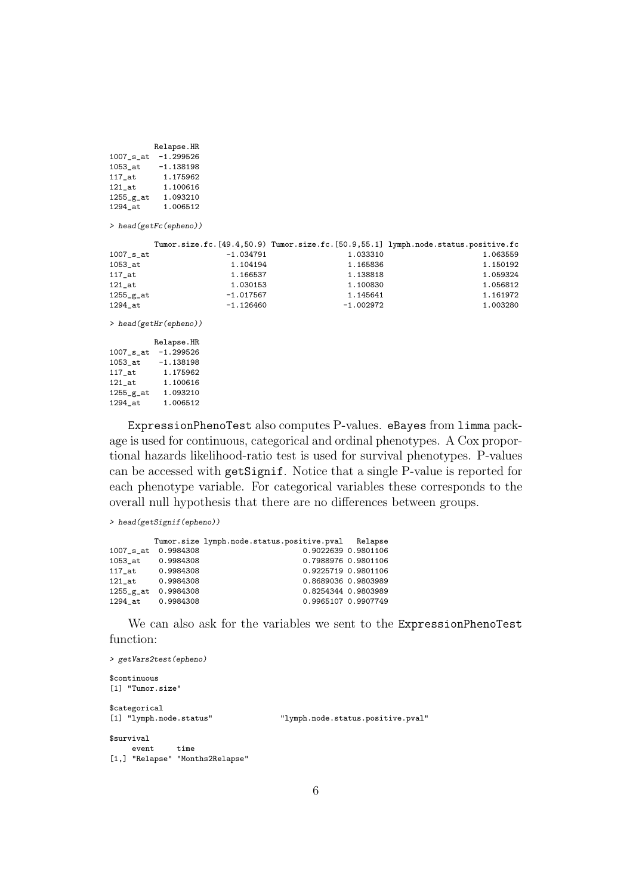```
          Relapse.HR
1007_s_at  -1.299526
1053_at    -1.138198
117_at      1.175962
121_at      1.100616
1255_g_at   1.093210
1294_at     1.006512
```

```
> head(getFc(epheno))
```

```
          Tumor.size.fc.[49.4,50.9) Tumor.size.fc.[50.9,55.1] lymph.node.status.positive.fc
1007_s_at                 -1.034791                  1.033310                      1.063559
1053_at                    1.104194                  1.165836                      1.150192
117_at                     1.166537                  1.138818                      1.059324
121_at                     1.030153                  1.100830                      1.056812
1255_g_at                 -1.017567                  1.145641                      1.161972
1294_at                   -1.126460                 -1.002972                      1.003280
```

```
> head(getHr(epheno))
```

```
          Relapse.HR
1007_s_at  -1.299526
1053_at    -1.138198
117_at      1.175962
121_at      1.100616
1255_g_at   1.093210
1294_at     1.006512
```

ExpressionPhenoTest also computes P-values. eBayes from limma package is used for continuous, categorical and ordinal phenotypes. A Cox proportional hazards likelihood-ratio test is used for survival phenotypes. P-values can be accessed with getSignif. Notice that a single P-value is reported for each phenotype variable. For categorical variables these corresponds to the overall null hypothesis that there are no differences between groups.

```
> head(getSignif(epheno))
```

```
          Tumor.size lymph.node.status.positive.pval   Relapse
1007_s_at  0.9984308                       0.9022639 0.9801106
1053_at    0.9984308                       0.7988976 0.9801106
117_at     0.9984308                       0.9225719 0.9801106
121_at     0.9984308                       0.8689036 0.9803989
1255_g_at  0.9984308                       0.8254344 0.9803989
1294_at    0.9984308                       0.9965107 0.9907749
```

We can also ask for the variables we sent to the ExpressionPhenoTest function:

```
> getVars2test(epheno)

$continuous
[1] "Tumor.size"

$categorical
[1] "lymph.node.status"               "lymph.node.status.positive.pval"

$survival
     event     time
[1,] "Relapse" "Months2Relapse"
```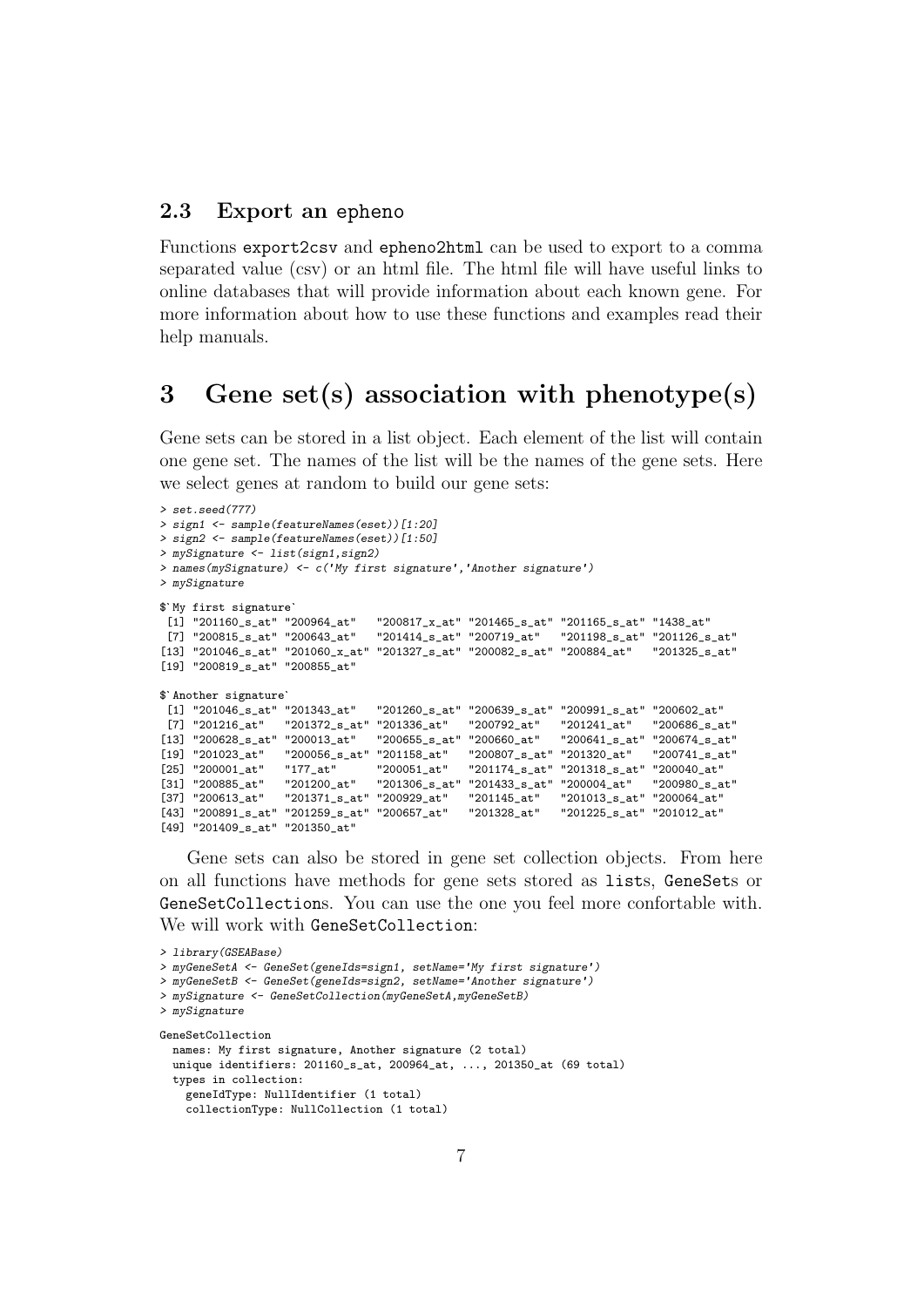### 2.3 Export an `epheno`

Functions `export2csv` and `epheno2html` can be used to export to a comma separated value (csv) or an html file. The html file will have useful links to online databases that will provide information about each known gene. For more information about how to use these functions and examples read their help manuals.

## 3 Gene set(s) association with phenotype(s)

Gene sets can be stored in a list object. Each element of the list will contain one gene set. The names of the list will be the names of the gene sets. Here we select genes at random to build our gene sets:

```
> set.seed(777)
> sign1 <- sample(featureNames(eset))[1:20]
> sign2 <- sample(featureNames(eset))[1:50]
> mySignature <- list(sign1,sign2)
> names(mySignature) <- c('My first signature','Another signature')
> mySignature

$`My first signature`
 [1] "201160_s_at" "200964_at"   "200817_x_at" "201465_s_at" "201165_s_at" "1438_at"
 [7] "200815_s_at" "200643_at"   "201414_s_at" "200719_at"   "201198_s_at" "201126_s_at"
[13] "201046_s_at" "201060_x_at" "201327_s_at" "200082_s_at" "200884_at"   "201325_s_at"
[19] "200819_s_at" "200855_at"

$`Another signature`
 [1] "201046_s_at" "201343_at"   "201260_s_at" "200639_s_at" "200991_s_at" "200602_at"
 [7] "201216_at"   "201372_s_at" "201336_at"   "200792_at"   "201241_at"   "200686_s_at"
[13] "200628_s_at" "200013_at"   "200655_s_at" "200660_at"   "200641_s_at" "200674_s_at"
[19] "201023_at"   "200056_s_at" "201158_at"   "200807_s_at" "201320_at"   "200741_s_at"
[25] "200001_at"   "177_at"      "200051_at"   "201174_s_at" "201318_s_at" "200040_at"
[31] "200885_at"   "201200_at"   "201306_s_at" "201433_s_at" "200004_at"   "200980_s_at"
[37] "200613_at"   "201371_s_at" "200929_at"   "201145_at"   "201013_s_at" "200064_at"
[43] "200891_s_at" "201259_s_at" "200657_at"   "201328_at"   "201225_s_at" "201012_at"
[49] "201409_s_at" "201350_at"
```

Gene sets can also be stored in gene set collection objects. From here on all functions have methods for gene sets stored as `list`s, `GeneSet`s or `GeneSetCollection`s. You can use the one you feel more confortable with. We will work with `GeneSetCollection`:

```
> library(GSEABase)
> myGeneSetA <- GeneSet(geneIds=sign1, setName='My first signature')
> myGeneSetB <- GeneSet(geneIds=sign2, setName='Another signature')
> mySignature <- GeneSetCollection(myGeneSetA,myGeneSetB)
> mySignature

GeneSetCollection
  names: My first signature, Another signature (2 total)
  unique identifiers: 201160_s_at, 200964_at, ..., 201350_at (69 total)
  types in collection:
    geneIdType: NullIdentifier (1 total)
    collectionType: NullCollection (1 total)
```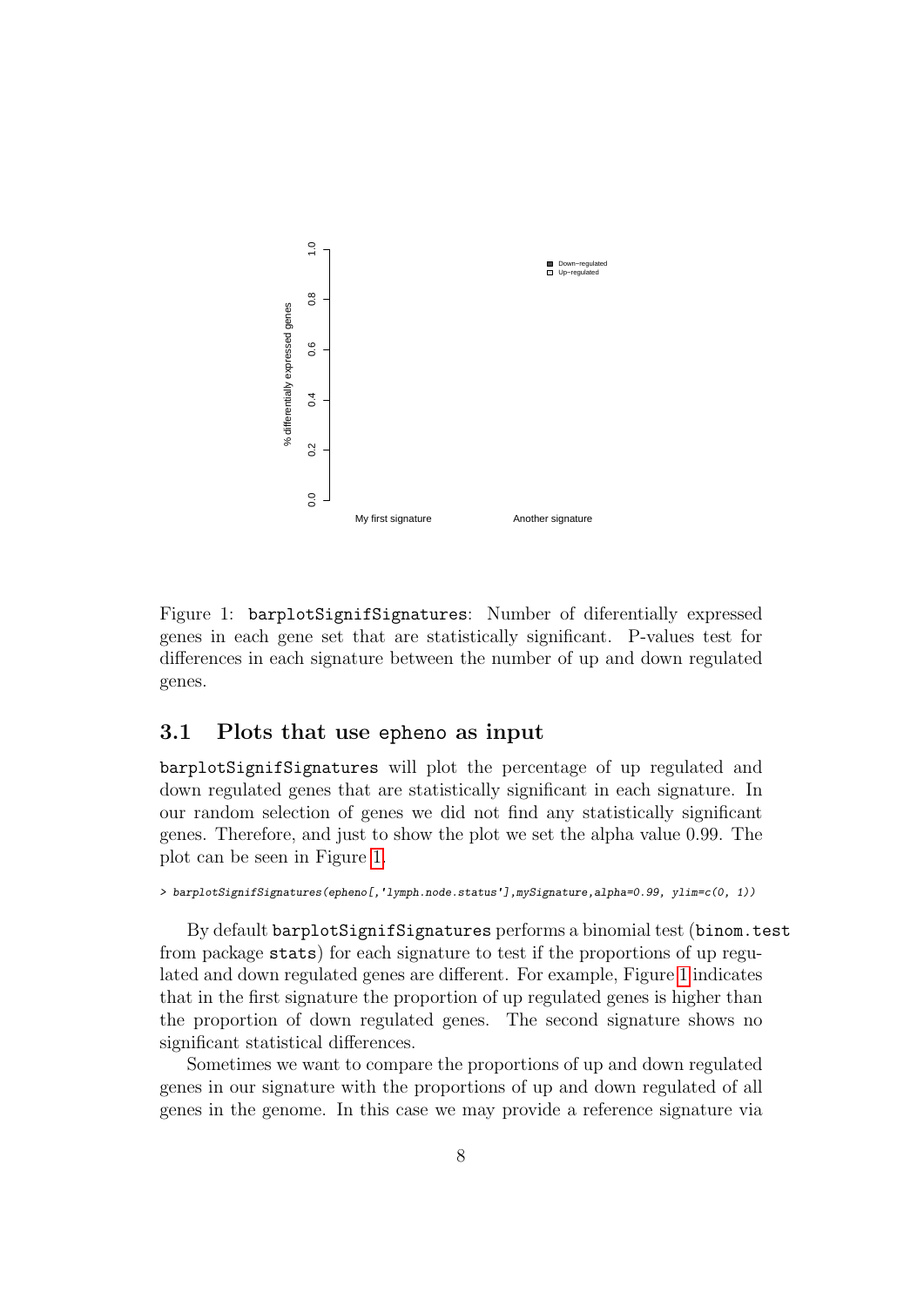Figure 1: `barplotSignifSignatures`: Number of diferentially expressed genes in each gene set that are statistically significant. P-values test for differences in each signature between the number of up and down regulated genes.

### 3.1 Plots that use `epheno` as input

`barplotSignifSignatures` will plot the percentage of up regulated and down regulated genes that are statistically significant in each signature. In our random selection of genes we did not find any statistically significant genes. Therefore, and just to show the plot we set the alpha value 0.99. The plot can be seen in Figure 1.

```
> barplotSignifSignatures(epheno[,'lymph.node.status'],mySignature,alpha=0.99, ylim=c(0, 1))
```

By default `barplotSignifSignatures` performs a binomial test (`binom.test` from package `stats`) for each signature to test if the proportions of up regulated and down regulated genes are different. For example, Figure 1 indicates that in the first signature the proportion of up regulated genes is higher than the proportion of down regulated genes. The second signature shows no significant statistical differences.

Sometimes we want to compare the proportions of up and down regulated genes in our signature with the proportions of up and down regulated of all genes in the genome. In this case we may provide a reference signature via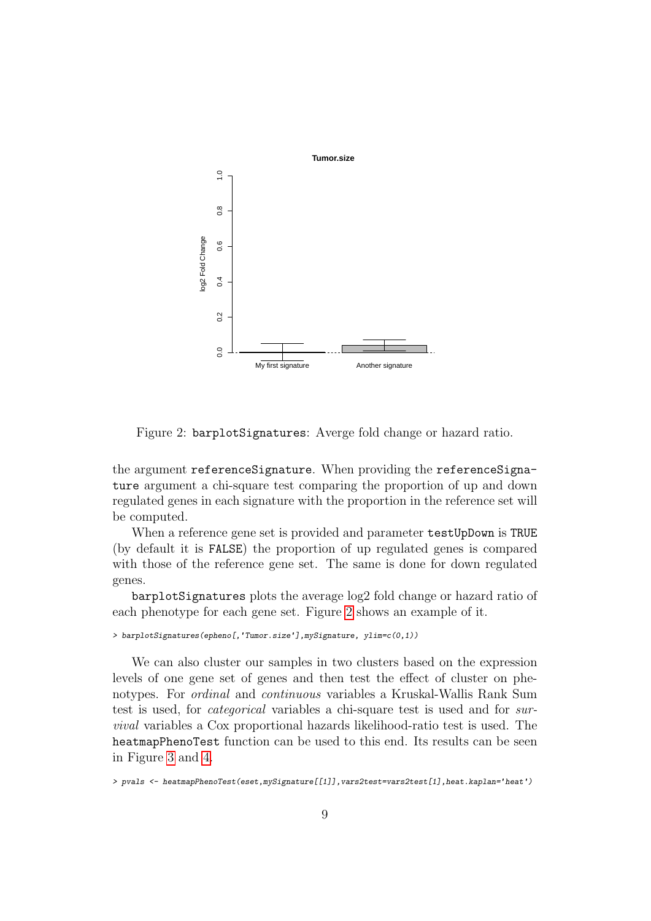Figure 2: barplotSignatures: Averge fold change or hazard ratio.

the argument referenceSignature. When providing the referenceSignature argument a chi-square test comparing the proportion of up and down regulated genes in each signature with the proportion in the reference set will be computed.

When a reference gene set is provided and parameter testUpDown is TRUE (by default it is FALSE) the proportion of up regulated genes is compared with those of the reference gene set. The same is done for down regulated genes.

barplotSignatures plots the average log2 fold change or hazard ratio of each phenotype for each gene set. Figure 2 shows an example of it.

```
> barplotSignatures(epheno[,'Tumor.size'],mySignature, ylim=c(0,1))
```

We can also cluster our samples in two clusters based on the expression levels of one gene set of genes and then test the effect of cluster on phenotypes. For *ordinal* and *continuous* variables a Kruskal-Wallis Rank Sum test is used, for *categorical* variables a chi-square test is used and for *survival* variables a Cox proportional hazards likelihood-ratio test is used. The heatmapPhenoTest function can be used to this end. Its results can be seen in Figure 3 and 4.

```
> pvals <- heatmapPhenoTest(eset,mySignature[[1]],vars2test=vars2test[1],heat.kaplan='heat')
```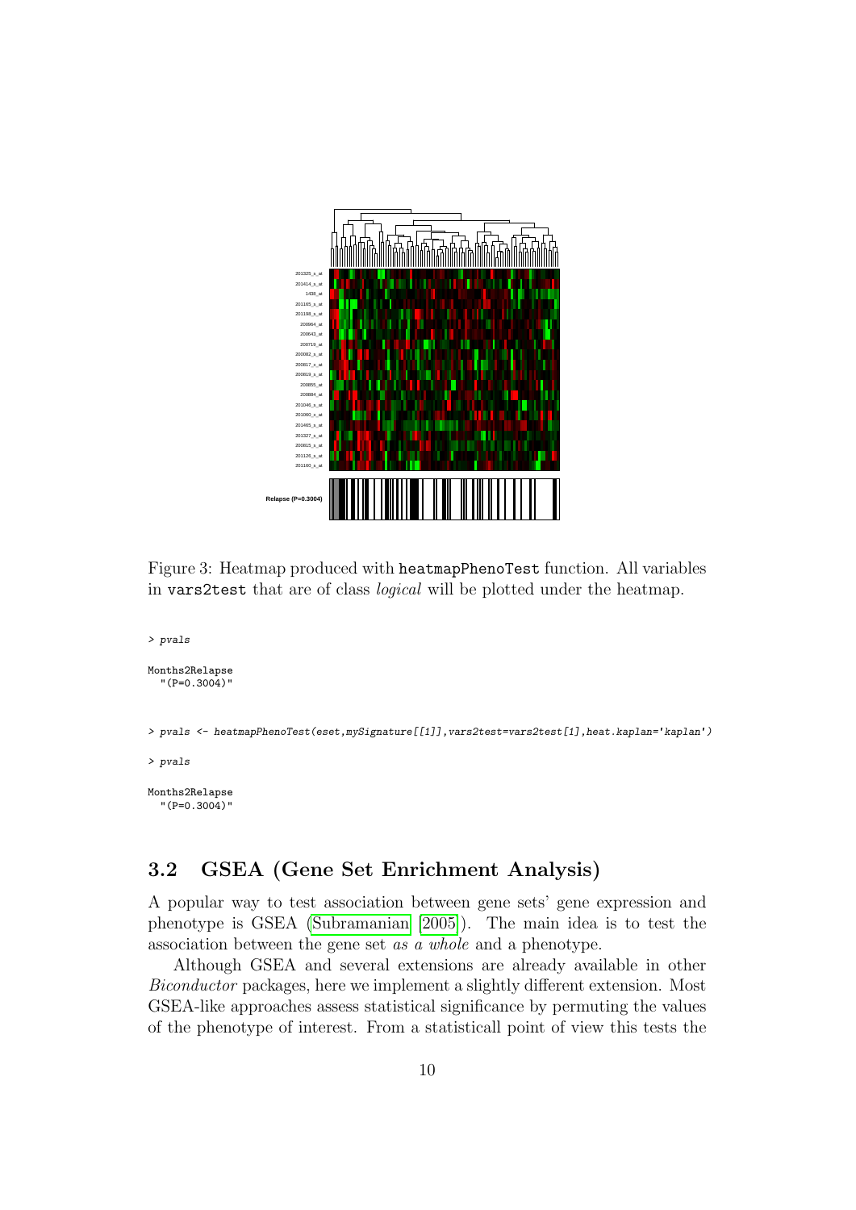Figure 3: Heatmap produced with `heatmapPhenoTest` function. All variables in `vars2test` that are of class *logical* will be plotted under the heatmap.

```
> pvals

Months2Relapse
  "(P=0.3004)"


> pvals <- heatmapPhenoTest(eset,mySignature[[1]],vars2test=vars2test[1],heat.kaplan='kaplan')

> pvals

Months2Relapse
  "(P=0.3004)"
```

## 3.2 GSEA (Gene Set Enrichment Analysis)

A popular way to test association between gene sets' gene expression and phenotype is GSEA (Subramanian 2005). The main idea is to test the association between the gene set *as a whole* and a phenotype.

Although GSEA and several extensions are already available in other *Biconductor* packages, here we implement a slightly different extension. Most GSEA-like approaches assess statistical significance by permuting the values of the phenotype of interest. From a statisticall point of view this tests the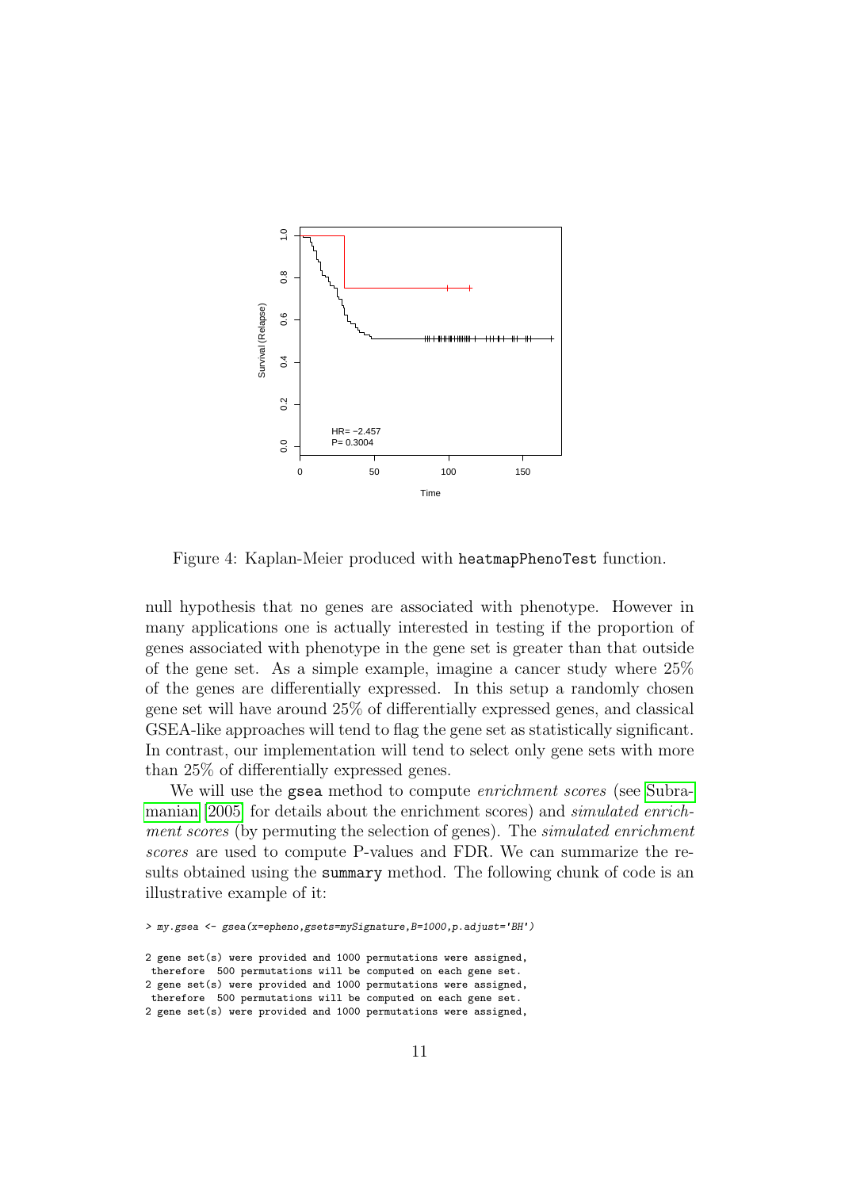Figure 4: Kaplan-Meier produced with heatmapPhenoTest function.

null hypothesis that no genes are associated with phenotype. However in many applications one is actually interested in testing if the proportion of genes associated with phenotype in the gene set is greater than that outside of the gene set. As a simple example, imagine a cancer study where 25% of the genes are differentially expressed. In this setup a randomly chosen gene set will have around 25% of differentially expressed genes, and classical GSEA-like approaches will tend to flag the gene set as statistically significant. In contrast, our implementation will tend to select only gene sets with more than 25% of differentially expressed genes.

We will use the gsea method to compute *enrichment scores* (see Subramanian [2005] for details about the enrichment scores) and *simulated enrichment scores* (by permuting the selection of genes). The *simulated enrichment scores* are used to compute P-values and FDR. We can summarize the results obtained using the summary method. The following chunk of code is an illustrative example of it:

```
> my.gsea <- gsea(x=epheno,gsets=mySignature,B=1000,p.adjust='BH')

2 gene set(s) were provided and 1000 permutations were assigned,
 therefore  500 permutations will be computed on each gene set.
2 gene set(s) were provided and 1000 permutations were assigned,
 therefore  500 permutations will be computed on each gene set.
2 gene set(s) were provided and 1000 permutations were assigned,
```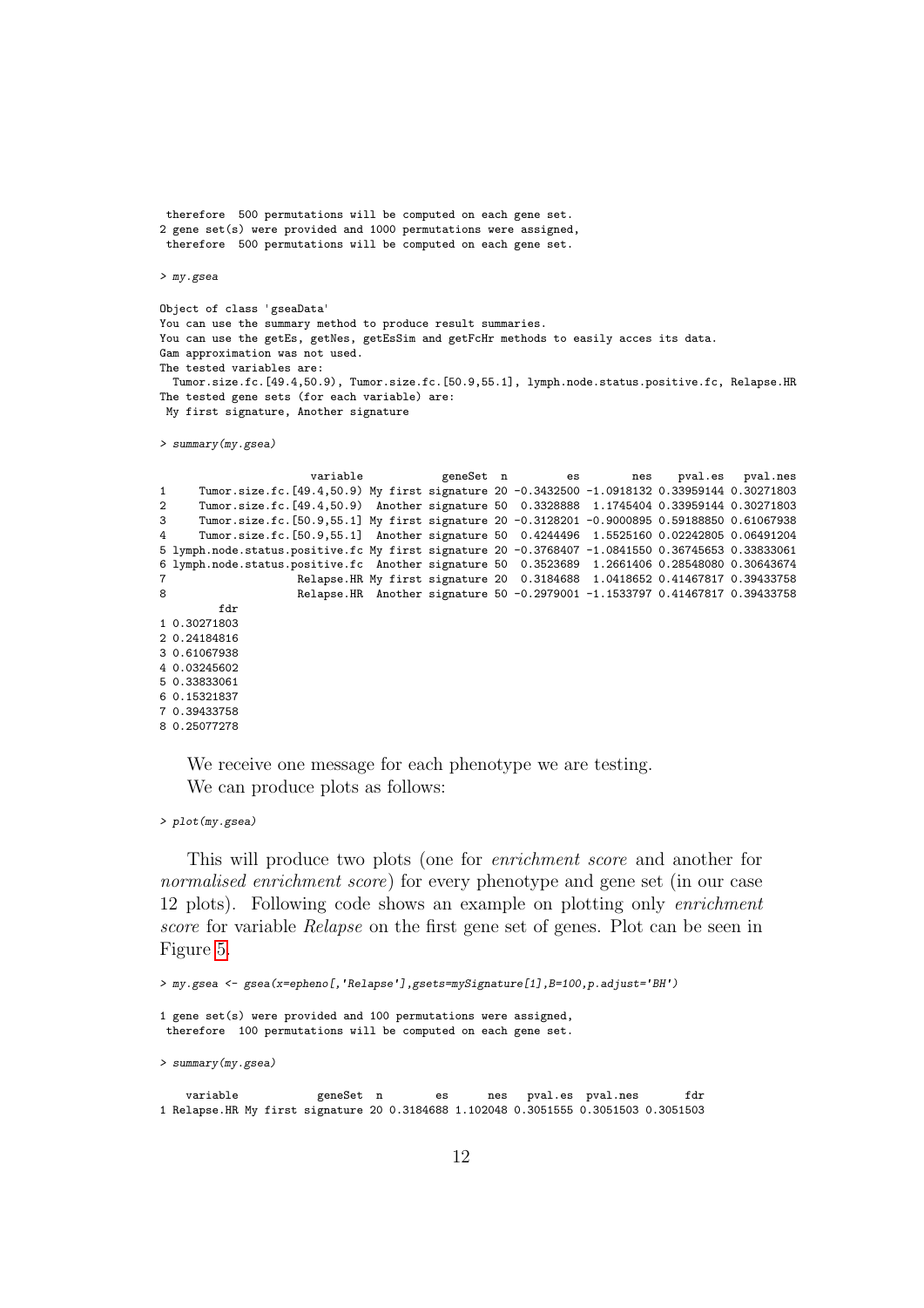```
 therefore  500 permutations will be computed on each gene set.
2 gene set(s) were provided and 1000 permutations were assigned,
 therefore  500 permutations will be computed on each gene set.
```

```
> my.gsea
```

```
Object of class 'gseaData'
You can use the summary method to produce result summaries.
You can use the getEs, getNes, getEsSim and getFcHr methods to easily acces its data.
Gam approximation was not used.
The tested variables are:
  Tumor.size.fc.[49.4,50.9), Tumor.size.fc.[50.9,55.1], lymph.node.status.positive.fc, Relapse.HR
The tested gene sets (for each variable) are:
 My first signature, Another signature
```

```
> summary(my.gsea)
```

```
                       variable            geneSet  n         es        nes    pval.es   pval.nes
1    Tumor.size.fc.[49.4,50.9) My first signature 20 -0.3432500 -1.0918132 0.33959144 0.30271803
2    Tumor.size.fc.[49.4,50.9)  Another signature 50  0.3328888  1.1745404 0.33959144 0.30271803
3    Tumor.size.fc.[50.9,55.1] My first signature 20 -0.3128201 -0.9000895 0.59188850 0.61067938
4    Tumor.size.fc.[50.9,55.1]  Another signature 50  0.4244496  1.5525160 0.02242805 0.06491204
5 lymph.node.status.positive.fc My first signature 20 -0.3768407 -1.0841550 0.36745653 0.33833061
6 lymph.node.status.positive.fc  Another signature 50  0.3523689  1.2661406 0.28548080 0.30643674
7                   Relapse.HR My first signature 20  0.3184688  1.0418652 0.41467817 0.39433758
8                   Relapse.HR  Another signature 50 -0.2979001 -1.1533797 0.41467817 0.39433758
         fdr
1 0.30271803
2 0.24184816
3 0.61067938
4 0.03245602
5 0.33833061
6 0.15321837
7 0.39433758
8 0.25077278
```

We receive one message for each phenotype we are testing.

We can produce plots as follows:

```
> plot(my.gsea)
```

This will produce two plots (one for *enrichment score* and another for *normalised enrichment score*) for every phenotype and gene set (in our case 12 plots). Following code shows an example on plotting only *enrichment score* for variable *Relapse* on the first gene set of genes. Plot can be seen in Figure 5.

```
> my.gsea <- gsea(x=epheno[,'Relapse'],gsets=mySignature[1],B=100,p.adjust='BH')
```

```
1 gene set(s) were provided and 100 permutations were assigned,
 therefore  100 permutations will be computed on each gene set.
```

```
> summary(my.gsea)
```

```
    variable            geneSet  n        es      nes   pval.es  pval.nes       fdr
1 Relapse.HR My first signature 20 0.3184688 1.102048 0.3051555 0.3051503 0.3051503
```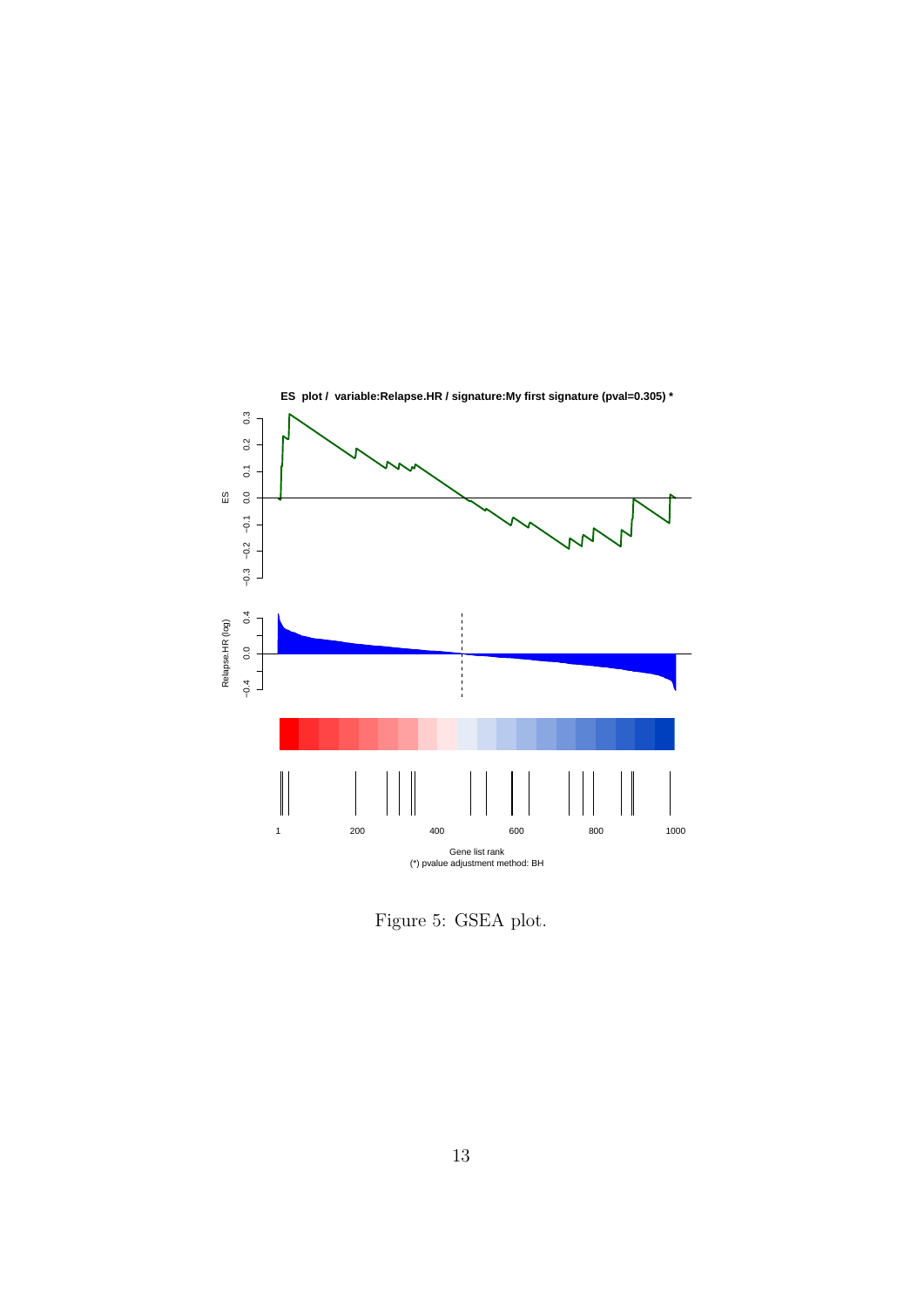Figure 5: GSEA plot.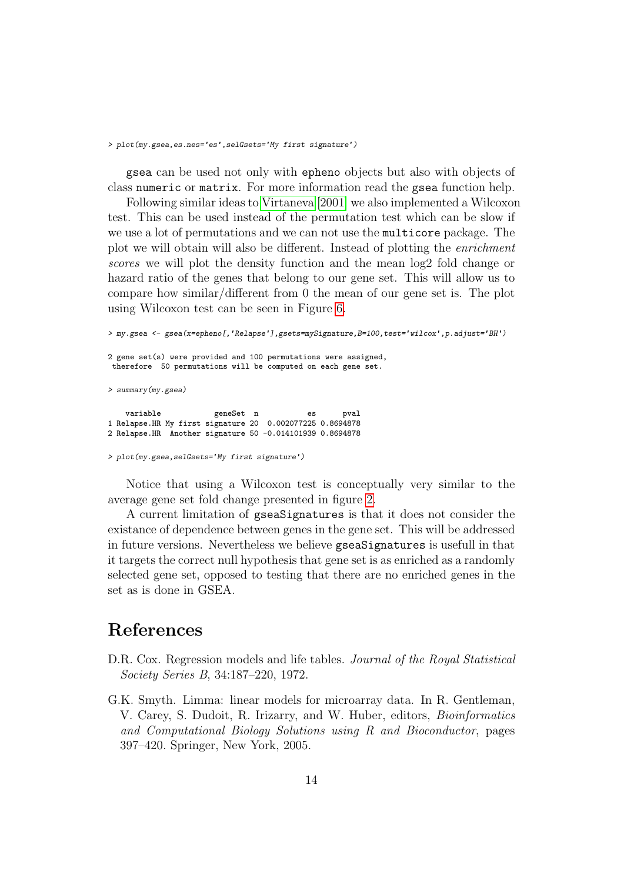```
> plot(my.gsea,es.nes='es',selGsets='My first signature')
```

gsea can be used not only with epheno objects but also with objects of class numeric or matrix. For more information read the gsea function help.

Following similar ideas to Virtaneva [2001] we also implemented a Wilcoxon test. This can be used instead of the permutation test which can be slow if we use a lot of permutations and we can not use the multicore package. The plot we will obtain will also be different. Instead of plotting the *enrichment scores* we will plot the density function and the mean log2 fold change or hazard ratio of the genes that belong to our gene set. This will allow us to compare how similar/different from 0 the mean of our gene set is. The plot using Wilcoxon test can be seen in Figure 6.

```
> my.gsea <- gsea(x=epheno[,'Relapse'],gsets=mySignature,B=100,test='wilcox',p.adjust='BH')

2 gene set(s) were provided and 100 permutations were assigned,
 therefore  50 permutations will be computed on each gene set.

> summary(my.gsea)

    variable            geneSet  n           es      pval
1 Relapse.HR My first signature 20  0.002077225 0.8694878
2 Relapse.HR  Another signature 50 -0.014101939 0.8694878

> plot(my.gsea,selGsets='My first signature')
```

Notice that using a Wilcoxon test is conceptually very similar to the average gene set fold change presented in figure 2.

A current limitation of gseaSignatures is that it does not consider the existance of dependence between genes in the gene set. This will be addressed in future versions. Nevertheless we believe gseaSignatures is usefull in that it targets the correct null hypothesis that gene set is as enriched as a randomly selected gene set, opposed to testing that there are no enriched genes in the set as is done in GSEA.

# References

D.R. Cox. Regression models and life tables. *Journal of the Royal Statistical Society Series B*, 34:187–220, 1972.

G.K. Smyth. Limma: linear models for microarray data. In R. Gentleman, V. Carey, S. Dudoit, R. Irizarry, and W. Huber, editors, *Bioinformatics and Computational Biology Solutions using R and Bioconductor*, pages 397–420. Springer, New York, 2005.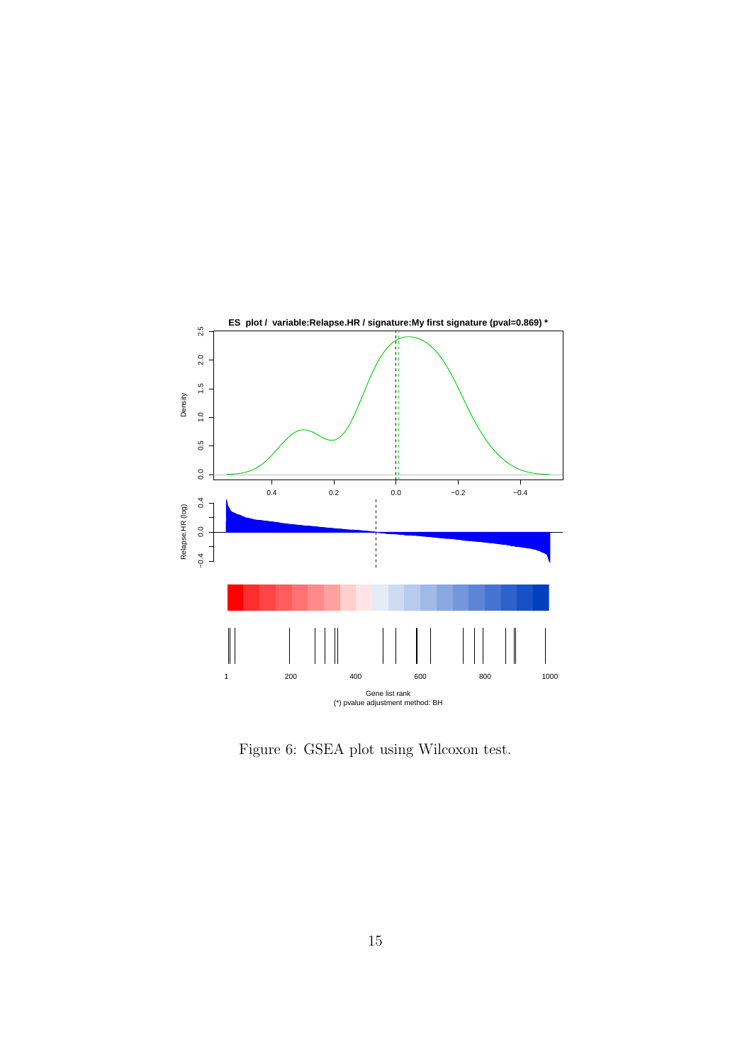Figure 6: GSEA plot using Wilcoxon test.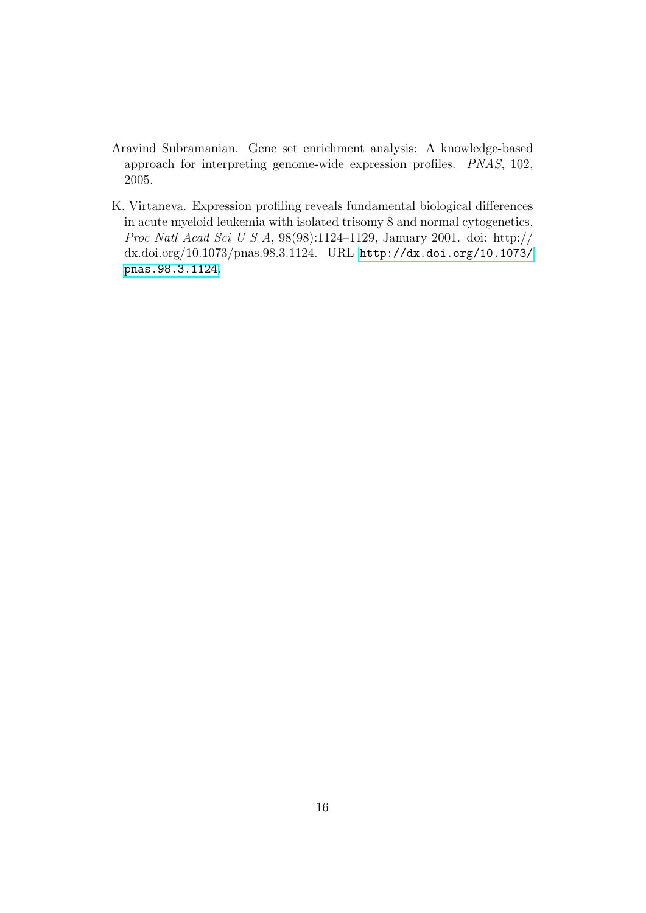Aravind Subramanian. Gene set enrichment analysis: A knowledge-based approach for interpreting genome-wide expression profiles. *PNAS*, 102, 2005.

K. Virtaneva. Expression profiling reveals fundamental biological differences in acute myeloid leukemia with isolated trisomy 8 and normal cytogenetics. *Proc Natl Acad Sci U S A*, 98(98):1124–1129, January 2001. doi: http://dx.doi.org/10.1073/pnas.98.3.1124. URL http://dx.doi.org/10.1073/pnas.98.3.1124.